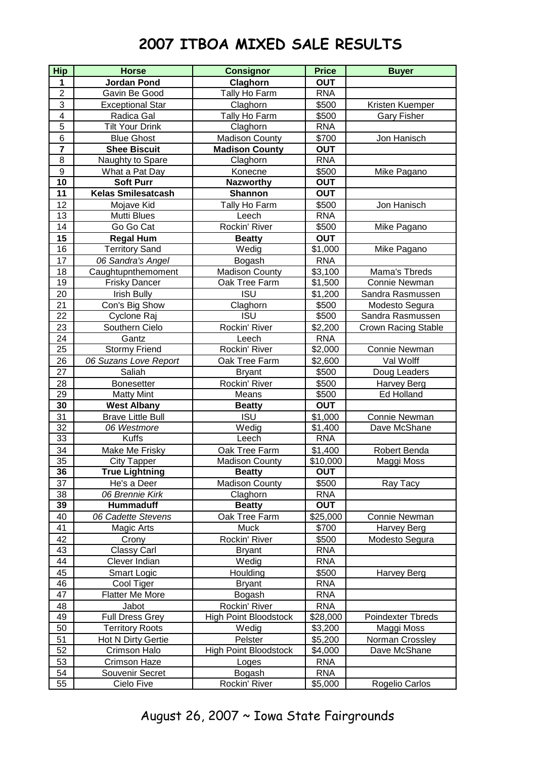# 2007 ITBOA MIXED SALE RESULTS

| Hip | Horse | Consignor | Price | Buyer |
|---|---|---|---|---|
| **1** | **Jordan Pond** | **Claghorn** | **OUT** | |
| 2 | Gavin Be Good | Tally Ho Farm | RNA | |
| 3 | Exceptional Star | Claghorn | $500 | Kristen Kuemper |
| 4 | Radica Gal | Tally Ho Farm | $500 | Gary Fisher |
| 5 | Tilt Your Drink | Claghorn | RNA | |
| 6 | Blue Ghost | Madison County | $700 | Jon Hanisch |
| **7** | **Shee Biscuit** | **Madison County** | **OUT** | |
| 8 | Naughty to Spare | Claghorn | RNA | |
| 9 | What a Pat Day | Konecne | $500 | Mike Pagano |
| **10** | **Soft Purr** | **Nazworthy** | **OUT** | |
| **11** | **Kelas Smilesatcash** | **Shannon** | **OUT** | |
| 12 | Mojave Kid | Tally Ho Farm | $500 | Jon Hanisch |
| 13 | Mutti Blues | Leech | RNA | |
| 14 | Go Go Cat | Rockin' River | $500 | Mike Pagano |
| **15** | **Regal Hum** | **Beatty** | **OUT** | |
| 16 | Territory Sand | Wedig | $1,000 | Mike Pagano |
| 17 | *06 Sandra's Angel* | Bogash | RNA | |
| 18 | Caughtupnthemoment | Madison County | $3,100 | Mama's Tbreds |
| 19 | Frisky Dancer | Oak Tree Farm | $1,500 | Connie Newman |
| 20 | Irish Bully | ISU | $1,200 | Sandra Rasmussen |
| 21 | Con's Big Show | Claghorn | $500 | Modesto Segura |
| 22 | Cyclone Raj | ISU | $500 | Sandra Rasmussen |
| 23 | Southern Cielo | Rockin' River | $2,200 | Crown Racing Stable |
| 24 | Gantz | Leech | RNA | |
| 25 | Stormy Friend | Rockin' River | $2,000 | Connie Newman |
| 26 | *06 Suzans Love Report* | Oak Tree Farm | $2,600 | Val Wolff |
| 27 | Saliah | Bryant | $500 | Doug Leaders |
| 28 | Bonesetter | Rockin' River | $500 | Harvey Berg |
| 29 | Matty Mint | Means | $500 | Ed Holland |
| **30** | **West Albany** | **Beatty** | **OUT** | |
| 31 | Brave Little Bull | ISU | $1,000 | Connie Newman |
| 32 | *06 Westmore* | Wedig | $1,400 | Dave McShane |
| 33 | Kuffs | Leech | RNA | |
| 34 | Make Me Frisky | Oak Tree Farm | $1,400 | Robert Benda |
| 35 | City Tapper | Madison County | $10,000 | Maggi Moss |
| **36** | **True Lightning** | **Beatty** | **OUT** | |
| 37 | He's a Deer | Madison County | $500 | Ray Tacy |
| 38 | *06 Brennie Kirk* | Claghorn | RNA | |
| **39** | **Hummaduff** | **Beatty** | **OUT** | |
| 40 | *06 Cadette Stevens* | Oak Tree Farm | $25,000 | Connie Newman |
| 41 | Magic Arts | Muck | $700 | Harvey Berg |
| 42 | Crony | Rockin' River | $500 | Modesto Segura |
| 43 | Classy Carl | Bryant | RNA | |
| 44 | Clever Indian | Wedig | RNA | |
| 45 | Smart Logic | Houlding | $500 | Harvey Berg |
| 46 | Cool Tiger | Bryant | RNA | |
| 47 | Flatter Me More | Bogash | RNA | |
| 48 | Jabot | Rockin' River | RNA | |
| 49 | Full Dress Grey | High Point Bloodstock | $28,000 | Poindexter Tbreds |
| 50 | Territory Roots | Wedig | $3,200 | Maggi Moss |
| 51 | Hot N Dirty Gertie | Pelster | $5,200 | Norman Crossley |
| 52 | Crimson Halo | High Point Bloodstock | $4,000 | Dave McShane |
| 53 | Crimson Haze | Loges | RNA | |
| 54 | Souvenir Secret | Bogash | RNA | |
| 55 | Cielo Five | Rockin' River | $5,000 | Rogelio Carlos |

August 26, 2007 ~ Iowa State Fairgrounds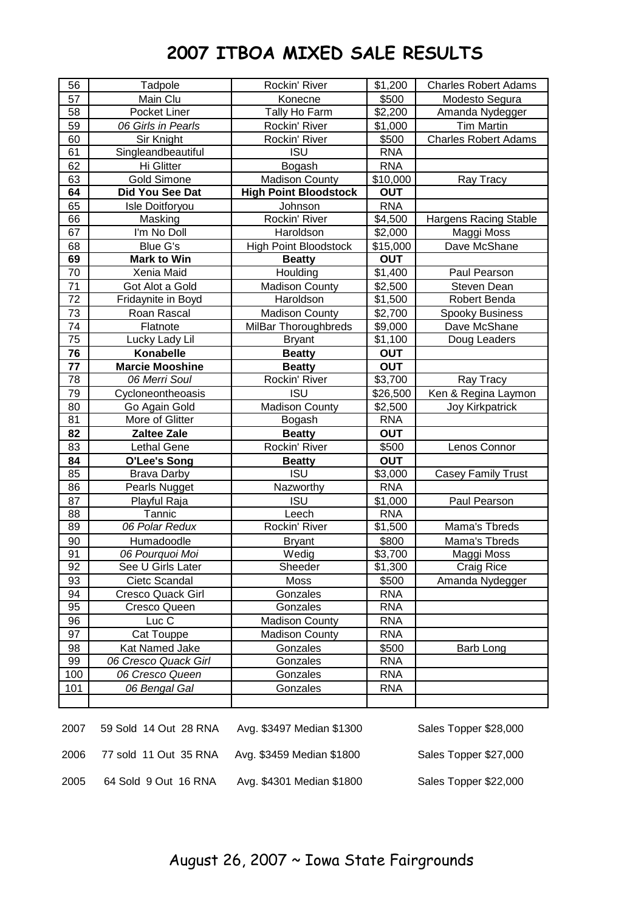# 2007 ITBOA MIXED SALE RESULTS

| | | | | |
|---|---|---|---|---|
| 56 | Tadpole | Rockin' River | $1,200 | Charles Robert Adams |
| 57 | Main Clu | Konecne | $500 | Modesto Segura |
| 58 | Pocket Liner | Tally Ho Farm | $2,200 | Amanda Nydegger |
| 59 | *06 Girls in Pearls* | Rockin' River | $1,000 | Tim Martin |
| 60 | Sir Knight | Rockin' River | $500 | Charles Robert Adams |
| 61 | Singleandbeautiful | ISU | RNA | |
| 62 | Hi Glitter | Bogash | RNA | |
| 63 | Gold Simone | Madison County | $10,000 | Ray Tracy |
| **64** | **Did You See Dat** | **High Point Bloodstock** | **OUT** | |
| 65 | Isle Doitforyou | Johnson | RNA | |
| 66 | Masking | Rockin' River | $4,500 | Hargens Racing Stable |
| 67 | I'm No Doll | Haroldson | $2,000 | Maggi Moss |
| 68 | Blue G's | High Point Bloodstock | $15,000 | Dave McShane |
| **69** | **Mark to Win** | **Beatty** | **OUT** | |
| 70 | Xenia Maid | Houlding | $1,400 | Paul Pearson |
| 71 | Got Alot a Gold | Madison County | $2,500 | Steven Dean |
| 72 | Fridaynite in Boyd | Haroldson | $1,500 | Robert Benda |
| 73 | Roan Rascal | Madison County | $2,700 | Spooky Business |
| 74 | Flatnote | MilBar Thoroughbreds | $9,000 | Dave McShane |
| 75 | Lucky Lady Lil | Bryant | $1,100 | Doug Leaders |
| **76** | **Konabelle** | **Beatty** | **OUT** | |
| **77** | **Marcie Mooshine** | **Beatty** | **OUT** | |
| 78 | *06 Merri Soul* | Rockin' River | $3,700 | Ray Tracy |
| 79 | Cycloneontheoasis | ISU | $26,500 | Ken & Regina Laymon |
| 80 | Go Again Gold | Madison County | $2,500 | Joy Kirkpatrick |
| 81 | More of Glitter | Bogash | RNA | |
| **82** | **Zaltee Zale** | **Beatty** | **OUT** | |
| 83 | Lethal Gene | Rockin' River | $500 | Lenos Connor |
| **84** | **O'Lee's Song** | **Beatty** | **OUT** | |
| 85 | Brava Darby | ISU | $3,000 | Casey Family Trust |
| 86 | Pearls Nugget | Nazworthy | RNA | |
| 87 | Playful Raja | ISU | $1,000 | Paul Pearson |
| 88 | Tannic | Leech | RNA | |
| 89 | *06 Polar Redux* | Rockin' River | $1,500 | Mama's Tbreds |
| 90 | Humadoodle | Bryant | $800 | Mama's Tbreds |
| 91 | *06 Pourquoi Moi* | Wedig | $3,700 | Maggi Moss |
| 92 | See U Girls Later | Sheeder | $1,300 | Craig Rice |
| 93 | Cietc Scandal | Moss | $500 | Amanda Nydegger |
| 94 | Cresco Quack Girl | Gonzales | RNA | |
| 95 | Cresco Queen | Gonzales | RNA | |
| 96 | Luc C | Madison County | RNA | |
| 97 | Cat Touppe | Madison County | RNA | |
| 98 | Kat Named Jake | Gonzales | $500 | Barb Long |
| 99 | *06 Cresco Quack Girl* | Gonzales | RNA | |
| 100 | *06 Cresco Queen* | Gonzales | RNA | |
| 101 | *06 Bengal Gal* | Gonzales | RNA | |
| | | | | |

| | | | |
|---|---|---|---|
| 2007 | 59 Sold 14 Out 28 RNA | Avg. $3497 Median $1300 | Sales Topper $28,000 |
| 2006 | 77 sold 11 Out 35 RNA | Avg. $3459 Median $1800 | Sales Topper $27,000 |
| 2005 | 64 Sold 9 Out 16 RNA | Avg. $4301 Median $1800 | Sales Topper $22,000 |

August 26, 2007 ~ Iowa State Fairgrounds